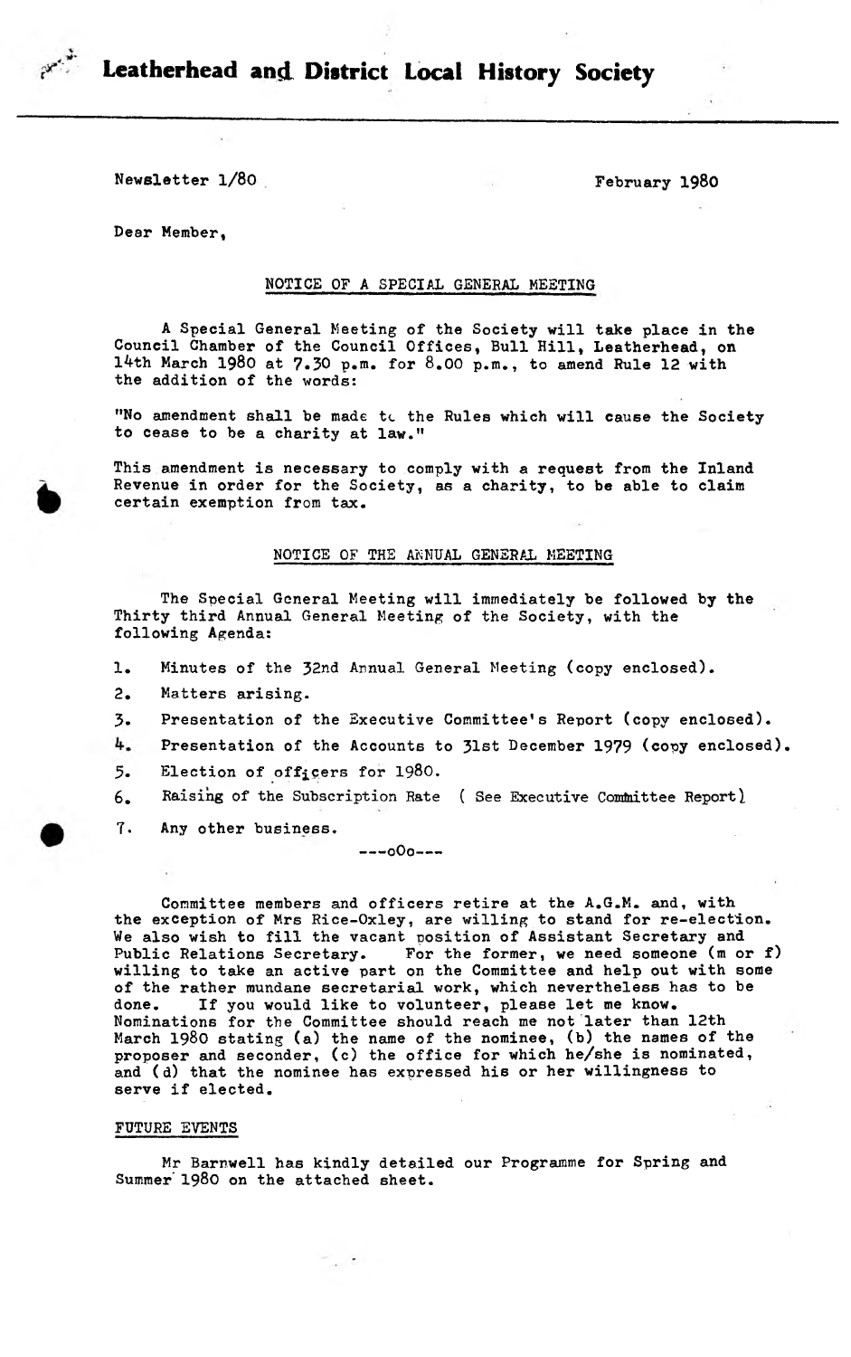# Leatherhead and District Local History Society

Newsletter 1/80

February 1980

Dear Member,

## NOTICE OF A SPECIAL GENERAL MEETING

A Special General Meeting of the Society will take place in the Council Chamber of the Council Offices, Bull Hill, Leatherhead, on 14th March 1980 at 7.30 p.m. for 8.00 p.m., to amend Rule 12 with the addition of the words:

"No amendment shall be made to the Rules which will cause the Society to cease to be a charity at law."

This amendment is necessary to comply with a request from the Inland Revenue in order for the Society, as a charity, to be able to claim certain exemption from tax.

## NOTICE OF THE ANNUAL GENERAL MEETING

The Special General Meeting will immediately be followed by the Thirty third Annual General Meeting of the Society, with the following Agenda:

1. Minutes of the 32nd Annual General Meeting (copy enclosed).
2. Matters arising.
3. Presentation of the Executive Committee's Report (copy enclosed).
4. Presentation of the Accounts to 31st December 1979 (copy enclosed).
5. Election of officers for 1980.
6. Raising of the Subscription Rate ( See Executive Committee Report)
7. Any other business.

---oOo---

Committee members and officers retire at the A.G.M. and, with the exception of Mrs Rice-Oxley, are willing to stand for re-election. We also wish to fill the vacant position of Assistant Secretary and Public Relations Secretary. For the former, we need someone (m or f) willing to take an active part on the Committee and help out with some of the rather mundane secretarial work, which nevertheless has to be done. If you would like to volunteer, please let me know. Nominations for the Committee should reach me not later than 12th March 1980 stating (a) the name of the nominee, (b) the names of the proposer and seconder, (c) the office for which he/she is nominated, and (d) that the nominee has expressed his or her willingness to serve if elected.

### FUTURE EVENTS

Mr Barnwell has kindly detailed our Programme for Spring and Summer 1980 on the attached sheet.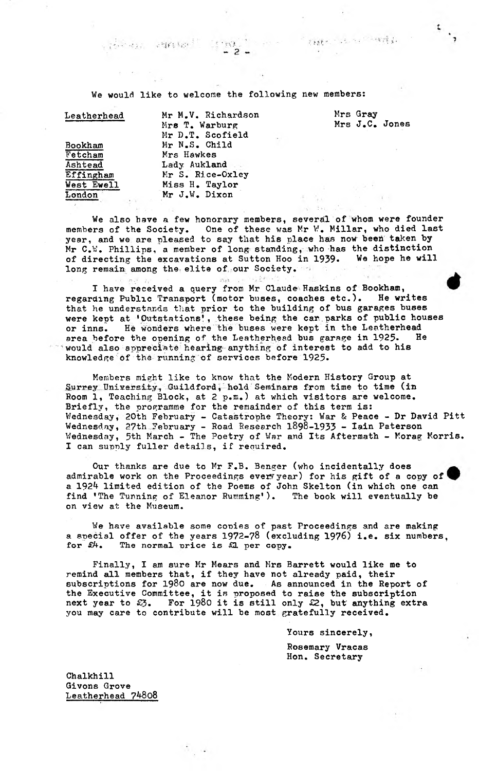We would like to welcome the following new members:

| | | |
|---|---|---|
| Leatherhead | Mr M.V. Richardson | Mrs Gray |
| | Mrs T. Warburg | Mrs J.C. Jones |
| | Mr D.T. Scofield | |
| Bookham | Mr N.S. Child | |
| Fetcham | Mrs Hawkes | |
| Ashtead | Lady Aukland | |
| Effingham | Mr S. Rice-Oxley | |
| West Ewell | Miss H. Taylor | |
| London | Mr J.W. Dixon | |

We also have a few honorary members, several of whom were founder members of the Society. One of these was Mr W. Millar, who died last year, and we are pleased to say that his place has now been taken by Mr C.W. Phillips, a member of long standing, who has the distinction of directing the excavations at Sutton Hoo in 1939. We hope he will long remain among the elite of our Society.

I have received a query from Mr Claude Haskins of Bookham, regarding Public Transport (motor buses, coaches etc.). He writes that he understands that prior to the building of bus garages buses were kept at 'Outstations', these being the car parks of public houses or inns. He wonders where the buses were kept in the Leatherhead area before the opening of the Leatherhead bus garage in 1925. He would also appreciate hearing anything of interest to add to his knowledge of the running of services before 1925.

Members might like to know that the Modern History Group at Surrey University, Guildford, hold Seminars from time to time (in Room 1, Teaching Block, at 2 p.m.) at which visitors are welcome. Briefly, the programme for the remainder of this term is:
Wednesday, 20th February - Catastrophe Theory: War & Peace - Dr David Pitt
Wednesday, 27th February - Road Research 1898-1933 - Iain Paterson
Wednesday, 5th March - The Poetry of War and Its Aftermath - Morag Morris.
I can supply fuller details, if required.

Our thanks are due to Mr F.B. Benger (who incidentally does admirable work on the Proceedings every year) for his gift of a copy of a 1924 limited edition of the Poems of John Skelton (in which one can find 'The Tunning of Eleanor Rumming'). The book will eventually be on view at the Museum.

We have available some copies of past Proceedings and are making a special offer of the years 1972-78 (excluding 1976) i.e. six numbers, for £4. The normal price is £1 per copy.

Finally, I am sure Mr Mears and Mrs Barrett would like me to remind all members that, if they have not already paid, their subscriptions for 1980 are now due. As announced in the Report of the Executive Committee, it is proposed to raise the subscription next year to £3. For 1980 it is still only £2, but anything extra you may care to contribute will be most gratefully received.

Yours sincerely,

Rosemary Vracas
Hon. Secretary

Chalkhill
Givons Grove
Leatherhead 74808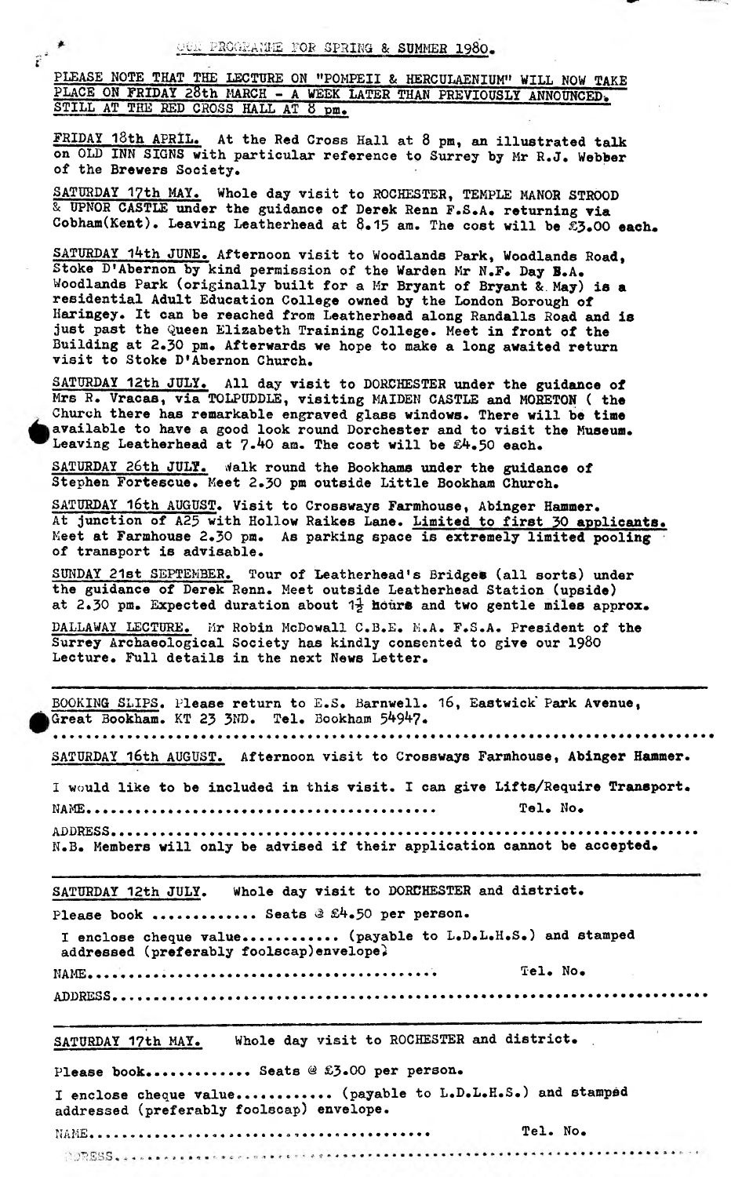# OUR PROGRAMME FOR SPRING & SUMMER 1980.

PLEASE NOTE THAT THE LECTURE ON "POMPEII & HERCULAENIUM" WILL NOW TAKE PLACE ON FRIDAY 28th MARCH - A WEEK LATER THAN PREVIOUSLY ANNOUNCED. STILL AT THE RED CROSS HALL AT 8 pm.

FRIDAY 18th APRIL. At the Red Cross Hall at 8 pm, an illustrated talk on OLD INN SIGNS with particular reference to Surrey by Mr R.J. Webber of the Brewers Society.

SATURDAY 17th MAY. Whole day visit to ROCHESTER, TEMPLE MANOR STROOD & UPNOR CASTLE under the guidance of Derek Renn F.S.A. returning via Cobham(Kent). Leaving Leatherhead at 8.15 am. The cost will be £3.00 each.

SATURDAY 14th JUNE. Afternoon visit to Woodlands Park, Woodlands Road, Stoke D'Abernon by kind permission of the Warden Mr N.F. Day B.A. Woodlands Park (originally built for a Mr Bryant of Bryant & May) is a residential Adult Education College owned by the London Borough of Haringey. It can be reached from Leatherhead along Randalls Road and is just past the Queen Elizabeth Training College. Meet in front of the Building at 2.30 pm. Afterwards we hope to make a long awaited return visit to Stoke D'Abernon Church.

SATURDAY 12th JULY. All day visit to DORCHESTER under the guidance of Mrs R. Vracas, via TOLPUDDLE, visiting MAIDEN CASTLE and MORETON ( the Church there has remarkable engraved glass windows. There will be time available to have a good look round Dorchester and to visit the Museum. Leaving Leatherhead at 7.40 am. The cost will be £4.50 each.

SATURDAY 26th JULY. Walk round the Bookhams under the guidance of Stephen Fortescue. Meet 2.30 pm outside Little Bookham Church.

SATURDAY 16th AUGUST. Visit to Crossways Farmhouse, Abinger Hammer. At junction of A25 with Hollow Raikes Lane. Limited to first 30 applicants. Meet at Farmhouse 2.30 pm. As parking space is extremely limited pooling of transport is advisable.

SUNDAY 21st SEPTEMBER. Tour of Leatherhead's Bridges (all sorts) under the guidance of Derek Renn. Meet outside Leatherhead Station (upside) at 2.30 pm. Expected duration about 1½ hours and two gentle miles approx.

DALLAWAY LECTURE. Mr Robin McDowall C.B.E. M.A. F.S.A. President of the Surrey Archaeological Society has kindly consented to give our 1980 Lecture. Full details in the next News Letter.

---

BOOKING SLIPS. Please return to E.S. Barnwell. 16, Eastwick Park Avenue, Great Bookham. KT 23 3ND. Tel. Bookham 54947.

.............................................................................

SATURDAY 16th AUGUST. Afternoon visit to Crossways Farmhouse, Abinger Hammer.

I would like to be included in this visit. I can give Lifts/Require Transport.

NAME........................................ Tel. No.

ADDRESS..........................................................................

N.B. Members will only be advised if their application cannot be accepted.

---

SATURDAY 12th JULY. Whole day visit to DORCHESTER and district.

Please book ............. Seats @ £4.50 per person.

I enclose cheque value............ (payable to L.D.L.H.S.) and stamped addressed (preferably foolscap)envelope.

NAME........................................ Tel. No.

ADDRESS..........................................................................

---

SATURDAY 17th MAY. Whole day visit to ROCHESTER and district.

Please book............. Seats @ £3.00 per person.

I enclose cheque value............ (payable to L.D.L.H.S.) and stamped addressed (preferably foolscap) envelope.

NAME........................................ Tel. No.

ADDRESS..........................................................................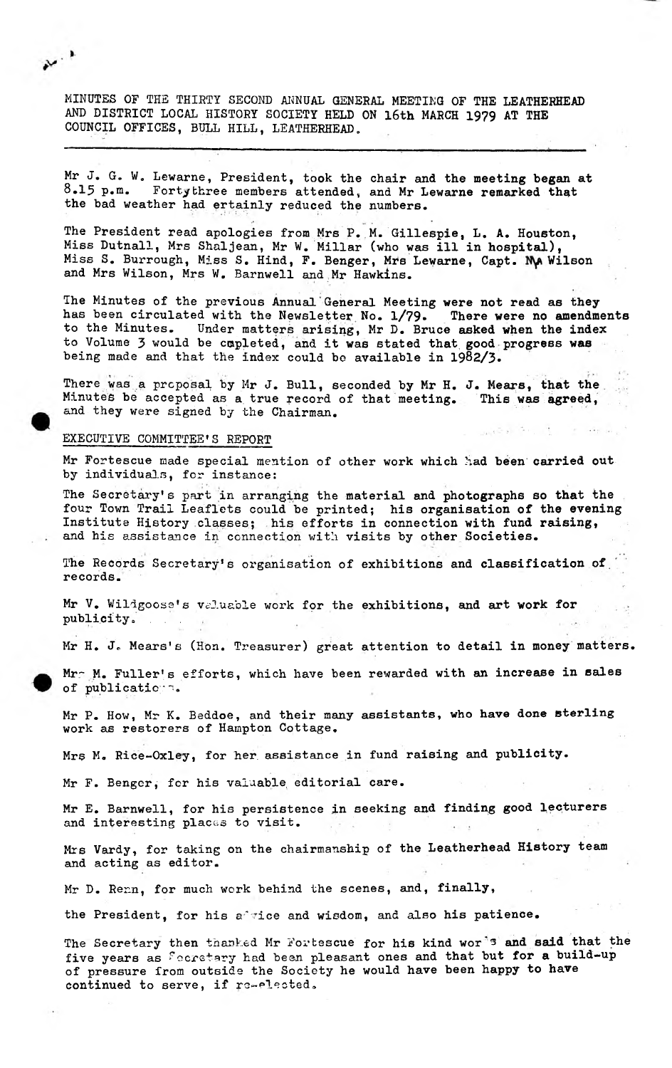MINUTES OF THE THIRTY SECOND ANNUAL GENERAL MEETING OF THE LEATHERHEAD AND DISTRICT LOCAL HISTORY SOCIETY HELD ON 16th MARCH 1979 AT THE COUNCIL OFFICES, BULL HILL, LEATHERHEAD.

---

Mr J. G. W. Lewarne, President, took the chair and the meeting began at 8.15 p.m. Fortythree members attended, and Mr Lewarne remarked that the bad weather had ertainly reduced the numbers.

The President read apologies from Mrs P. M. Gillespie, L. A. Houston, Miss Dutnall, Mrs Shaljean, Mr W. Millar (who was ill in hospital), Miss S. Burrough, Miss S. Hind, F. Benger, Mrs Lewarne, Capt. Mr Wilson and Mrs Wilson, Mrs W. Barnwell and Mr Hawkins.

The Minutes of the previous Annual General Meeting were not read as they has been circulated with the Newsletter No. 1/79. There were no amendments to the Minutes. Under matters arising, Mr D. Bruce asked when the index to Volume 3 would be cmpleted, and it was stated that good progress was being made and that the index could be available in 1982/3.

There was a proposal by Mr J. Bull, seconded by Mr H. J. Mears, that the Minutes be accepted as a true record of that meeting. This was agreed, and they were signed by the Chairman.

## EXECUTIVE COMMITTEE'S REPORT

Mr Fortescue made special mention of other work which had been carried out by individuals, for instance:

The Secretary's part in arranging the material and photographs so that the four Town Trail Leaflets could be printed; his organisation of the evening Institute History classes; his efforts in connection with fund raising, and his assistance in connection with visits by other Societies.

The Records Secretary's organisation of exhibitions and classification of records.

Mr V. Wildgoose's valuable work for the exhibitions, and art work for publicity.

Mr H. J. Mears's (Hon. Treasurer) great attention to detail in money matters.

Mr M. Fuller's efforts, which have been rewarded with an increase in sales of publications.

Mr P. How, Mr K. Beddoe, and their many assistants, who have done sterling work as restorers of Hampton Cottage.

Mrs M. Rice-Oxley, for her assistance in fund raising and publicity.

Mr F. Benger, for his valuable editorial care.

Mr E. Barnwell, for his persistence in seeking and finding good lecturers and interesting places to visit.

Mrs Vardy, for taking on the chairmanship of the Leatherhead History team and acting as editor.

Mr D. Renn, for much work behind the scenes, and, finally,

the President, for his advice and wisdom, and also his patience.

The Secretary then thanked Mr Fortescue for his kind words and said that the five years as Secretary had been pleasant ones and that but for a build-up of pressure from outside the Society he would have been happy to have continued to serve, if re-elected.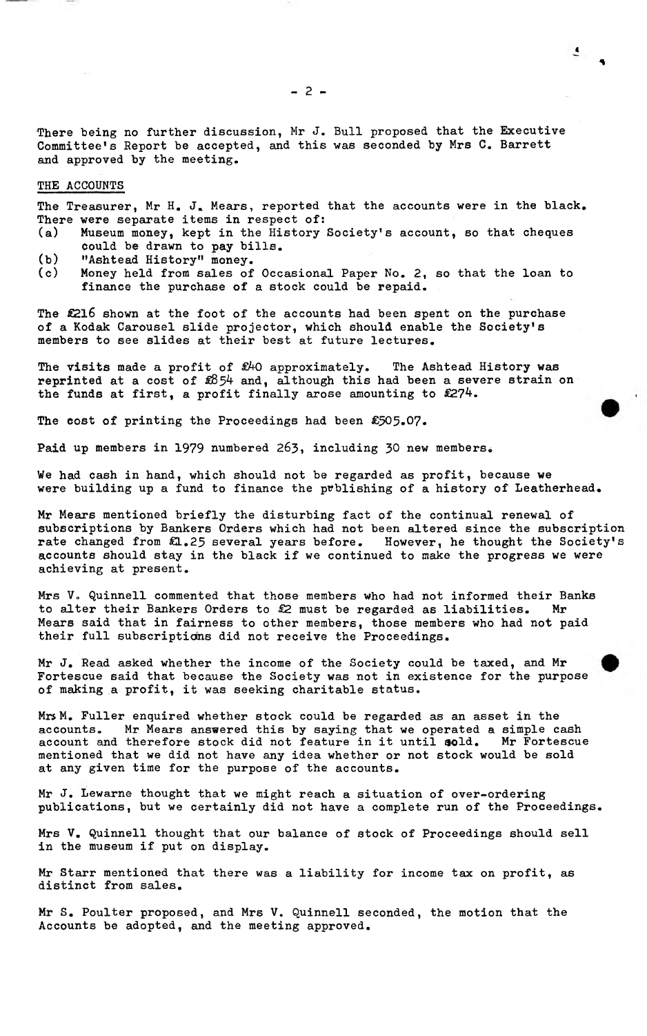There being no further discussion, Mr J. Bull proposed that the Executive Committee's Report be accepted, and this was seconded by Mrs C. Barrett and approved by the meeting.

## THE ACCOUNTS

The Treasurer, Mr H. J. Mears, reported that the accounts were in the black. There were separate items in respect of:

(a) Museum money, kept in the History Society's account, so that cheques could be drawn to pay bills.
(b) "Ashtead History" money.
(c) Money held from sales of Occasional Paper No. 2, so that the loan to finance the purchase of a stock could be repaid.

The £216 shown at the foot of the accounts had been spent on the purchase of a Kodak Carousel slide projector, which should enable the Society's members to see slides at their best at future lectures.

The visits made a profit of £40 approximately. The Ashtead History was reprinted at a cost of £854 and, although this had been a severe strain on the funds at first, a profit finally arose amounting to £274.

The cost of printing the Proceedings had been £505.07.

Paid up members in 1979 numbered 263, including 30 new members.

We had cash in hand, which should not be regarded as profit, because we were building up a fund to finance the publishing of a history of Leatherhead.

Mr Mears mentioned briefly the disturbing fact of the continual renewal of subscriptions by Bankers Orders which had not been altered since the subscription rate changed from £1.25 several years before. However, he thought the Society's accounts should stay in the black if we continued to make the progress we were achieving at present.

Mrs V. Quinnell commented that those members who had not informed their Banks to alter their Bankers Orders to £2 must be regarded as liabilities. Mr Mears said that in fairness to other members, those members who had not paid their full subscriptions did not receive the Proceedings.

Mr J. Read asked whether the income of the Society could be taxed, and Mr Fortescue said that because the Society was not in existence for the purpose of making a profit, it was seeking charitable status.

Mrs M. Fuller enquired whether stock could be regarded as an asset in the accounts. Mr Mears answered this by saying that we operated a simple cash account and therefore stock did not feature in it until sold. Mr Fortescue mentioned that we did not have any idea whether or not stock would be sold at any given time for the purpose of the accounts.

Mr J. Lewarne thought that we might reach a situation of over-ordering publications, but we certainly did not have a complete run of the Proceedings.

Mrs V. Quinnell thought that our balance of stock of Proceedings should sell in the museum if put on display.

Mr Starr mentioned that there was a liability for income tax on profit, as distinct from sales.

Mr S. Poulter proposed, and Mrs V. Quinnell seconded, the motion that the Accounts be adopted, and the meeting approved.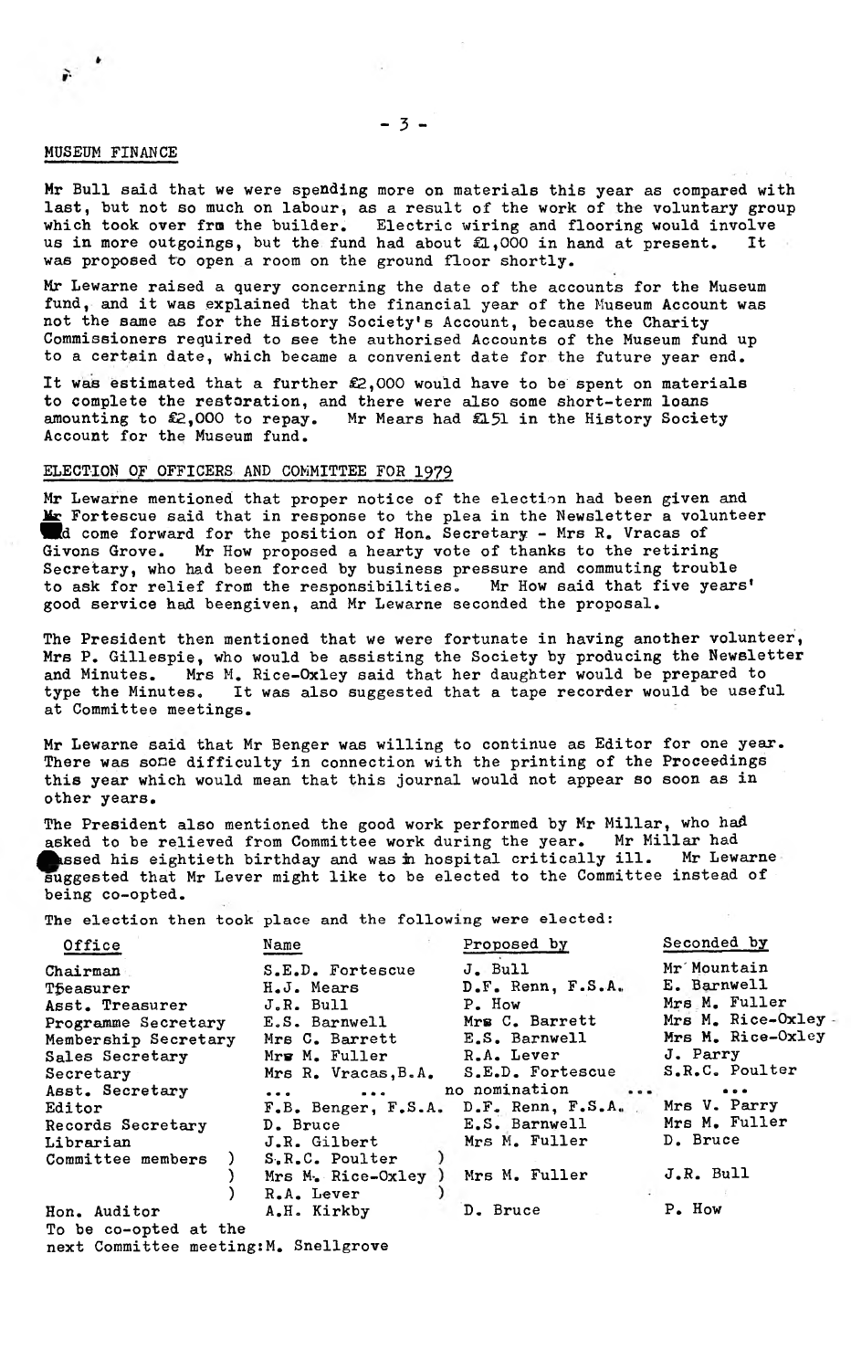## MUSEUM FINANCE

Mr Bull said that we were spending more on materials this year as compared with last, but not so much on labour, as a result of the work of the voluntary group which took over frm the builder. Electric wiring and flooring would involve us in more outgoings, but the fund had about £1,000 in hand at present. It was proposed to open a room on the ground floor shortly.

Mr Lewarne raised a query concerning the date of the accounts for the Museum fund, and it was explained that the financial year of the Museum Account was not the same as for the History Society's Account, because the Charity Commissioners required to see the authorised Accounts of the Museum fund up to a certain date, which became a convenient date for the future year end.

It was estimated that a further £2,000 would have to be spent on materials to complete the restoration, and there were also some short-term loans amounting to £2,000 to repay. Mr Mears had £151 in the History Society Account for the Museum fund.

## ELECTION OF OFFICERS AND COMMITTEE FOR 1979

Mr Lewarne mentioned that proper notice of the election had been given and Mr Fortescue said that in response to the plea in the Newsletter a volunteer had come forward for the position of Hon. Secretary - Mrs R. Vracas of Givons Grove. Mr How proposed a hearty vote of thanks to the retiring Secretary, who had been forced by business pressure and commuting trouble to ask for relief from the responsibilities. Mr How said that five years' good service had beengiven, and Mr Lewarne seconded the proposal.

The President then mentioned that we were fortunate in having another volunteer, Mrs P. Gillespie, who would be assisting the Society by producing the Newsletter and Minutes. Mrs M. Rice-Oxley said that her daughter would be prepared to type the Minutes. It was also suggested that a tape recorder would be useful at Committee meetings.

Mr Lewarne said that Mr Benger was willing to continue as Editor for one year. There was some difficulty in connection with the printing of the Proceedings this year which would mean that this journal would not appear so soon as in other years.

The President also mentioned the good work performed by Mr Millar, who had asked to be relieved from Committee work during the year. Mr Millar had passed his eightieth birthday and was in hospital critically ill. Mr Lewarne suggested that Mr Lever might like to be elected to the Committee instead of being co-opted.

The election then took place and the following were elected:

| Office | Name | Proposed by | Seconded by |
|---|---|---|---|
| Chairman | S.E.D. Fortescue | J. Bull | Mr Mountain |
| Treasurer | H.J. Mears | D.F. Renn, F.S.A. | E. Barnwell |
| Asst. Treasurer | J.R. Bull | P. How | Mrs M. Fuller |
| Programme Secretary | E.S. Barnwell | Mrs C. Barrett | Mrs M. Rice-Oxley |
| Membership Secretary | Mrs C. Barrett | E.S. Barnwell | Mrs M. Rice-Oxley |
| Sales Secretary | Mrs M. Fuller | R.A. Lever | J. Parry |
| Secretary | Mrs R. Vracas, B.A. | S.E.D. Fortescue | S.R.C. Poulter |
| Asst. Secretary | ... ... | no nomination ... | ... |
| Editor | F.B. Benger, F.S.A. | D.F. Renn, F.S.A. | Mrs V. Parry |
| Records Secretary | D. Bruce | E.S. Barnwell | Mrs M. Fuller |
| Librarian | J.R. Gilbert | Mrs M. Fuller | D. Bruce |
| Committee members | S.R.C. Poulter<br>Mrs M. Rice-Oxley<br>R.A. Lever | Mrs M. Fuller | J.R. Bull |
| Hon. Auditor | A.H. Kirkby | D. Bruce | P. How |

To be co-opted at the next Committee meeting: M. Snellgrove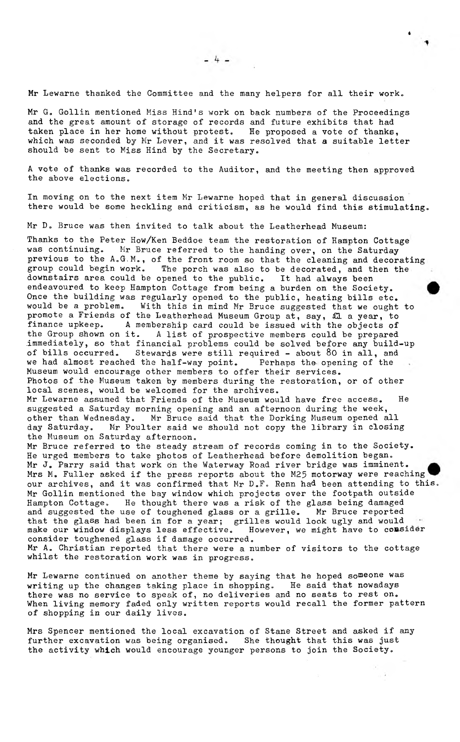Mr Lewarne thanked the Committee and the many helpers for all their work.

Mr G. Gollin mentioned Miss Hind's work on back numbers of the Proceedings and the great amount of storage of records and future exhibits that had taken place in her home without protest. He proposed a vote of thanks, which was seconded by Mr Lever, and it was resolved that a suitable letter should be sent to Miss Hind by the Secretary.

A vote of thanks was recorded to the Auditor, and the meeting then approved the above elections.

In moving on to the next item Mr Lewarne hoped that in general discussion there would be some heckling and criticism, as he would find this stimulating.

Mr D. Bruce was then invited to talk about the Leatherhead Museum:

Thanks to the Peter How/Ken Beddoe team the restoration of Hampton Cottage was continuing. Mr Bruce referred to the handing over, on the Saturday previous to the A.G.M., of the front room so that the cleaning and decorating group could begin work. The porch was also to be decorated, and then the downstairs area could be opened to the public. It had always been endeavoured to keep Hampton Cottage from being a burden on the Society. Once the building was regularly opened to the public, heating bills etc. would be a problem. With this in mind Mr Bruce suggested that we ought to promote a Friends of the Leatherhead Museum Group at, say, £1 a year, to finance upkeep. A membership card could be issued with the objects of the Group shown on it. A list of prospective members could be prepared immediately, so that financial problems could be solved before any build-up of bills occurred. Stewards were still required - about 80 in all, and we had almost reached the half-way point. Perhaps the opening of the Museum would encourage other members to offer their services.
Photos of the Museum taken by members during the restoration, or of other local scenes, would be welcomed for the archives.
Mr Lewarne assumed that Friends of the Museum would have free access. He suggested a Saturday morning opening and an afternoon during the week, other than Wednesday. Mr Bruce said that the Dorking Museum opened all day Saturday. Mr Poulter said we should not copy the library in closing the Museum on Saturday afternoon.
Mr Bruce referred to the steady stream of records coming in to the Society. He urged members to take photos of Leatherhead before demolition began.
Mr J. Parry said that work on the Waterway Road river bridge was imminent.
Mrs M. Fuller asked if the press reports about the M25 motorway were reaching our archives, and it was confirmed that Mr D.F. Renn had been attending to this.
Mr Gollin mentioned the bay window which projects over the footpath outside Hampton Cottage. He thought there was a risk of the glass being damaged and suggested the use of toughened glass or a grille. Mr Bruce reported that the glass had been in for a year; grilles would look ugly and would make our window displays less effective. However, we might have to consider toughened glass if damage occurred.
Mr A. Christian reported that there were a number of visitors to the cottage whilst the restoration work was in progress.

Mr Lewarne continued on another theme by saying that he hoped someone was writing up the changes taking place in shopping. He said that nowadays there was no service to speak of, no deliveries and no seats to rest on. When living memory faded only written reports would recall the former pattern of shopping in our daily lives.

Mrs Spencer mentioned the local excavation of Stane Street and asked if any further excavation was being organised. She thought that this was just the activity which would encourage younger persons to join the Society.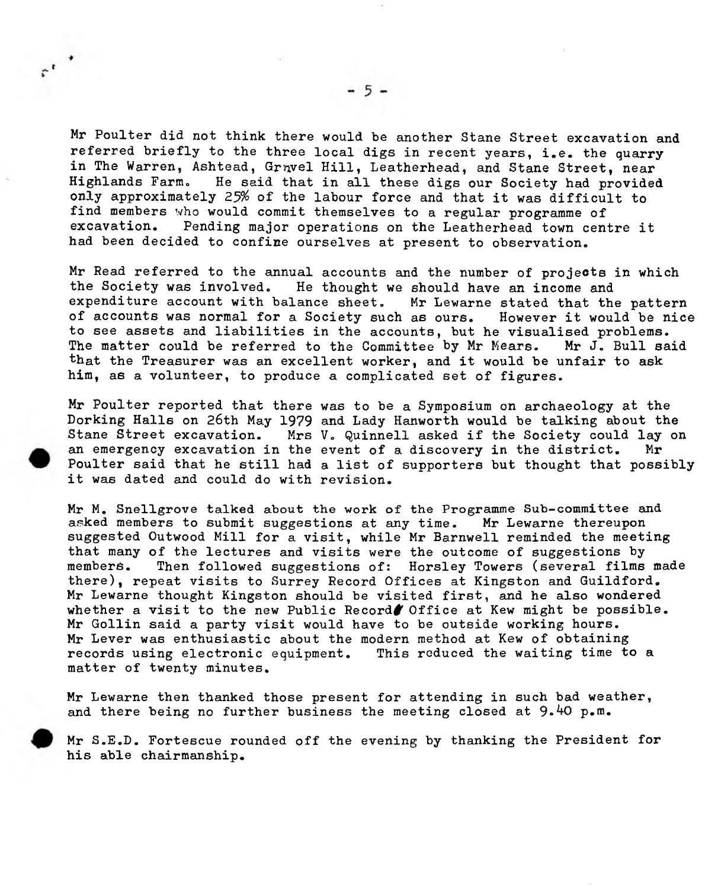Mr Poulter did not think there would be another Stane Street excavation and referred briefly to the three local digs in recent years, i.e. the quarry in The Warren, Ashtead, Gravel Hill, Leatherhead, and Stane Street, near Highlands Farm. He said that in all these digs our Society had provided only approximately 25% of the labour force and that it was difficult to find members who would commit themselves to a regular programme of excavation. Pending major operations on the Leatherhead town centre it had been decided to confine ourselves at present to observation.

Mr Read referred to the annual accounts and the number of projects in which the Society was involved. He thought we should have an income and expenditure account with balance sheet. Mr Lewarne stated that the pattern of accounts was normal for a Society such as ours. However it would be nice to see assets and liabilities in the accounts, but he visualised problems. The matter could be referred to the Committee by Mr Mears. Mr J. Bull said that the Treasurer was an excellent worker, and it would be unfair to ask him, as a volunteer, to produce a complicated set of figures.

Mr Poulter reported that there was to be a Symposium on archaeology at the Dorking Halls on 26th May 1979 and Lady Hanworth would be talking about the Stane Street excavation. Mrs V. Quinnell asked if the Society could lay on an emergency excavation in the event of a discovery in the district. Mr Poulter said that he still had a list of supporters but thought that possibly it was dated and could do with revision.

Mr M. Snellgrove talked about the work of the Programme Sub-committee and asked members to submit suggestions at any time. Mr Lewarne thereupon suggested Outwood Mill for a visit, while Mr Barnwell reminded the meeting that many of the lectures and visits were the outcome of suggestions by members. Then followed suggestions of: Horsley Towers (several films made there), repeat visits to Surrey Record Offices at Kingston and Guildford. Mr Lewarne thought Kingston should be visited first, and he also wondered whether a visit to the new Public Records Office at Kew might be possible. Mr Gollin said a party visit would have to be outside working hours. Mr Lever was enthusiastic about the modern method at Kew of obtaining records using electronic equipment. This reduced the waiting time to a matter of twenty minutes.

Mr Lewarne then thanked those present for attending in such bad weather, and there being no further business the meeting closed at 9.40 p.m.

Mr S.E.D. Fortescue rounded off the evening by thanking the President for his able chairmanship.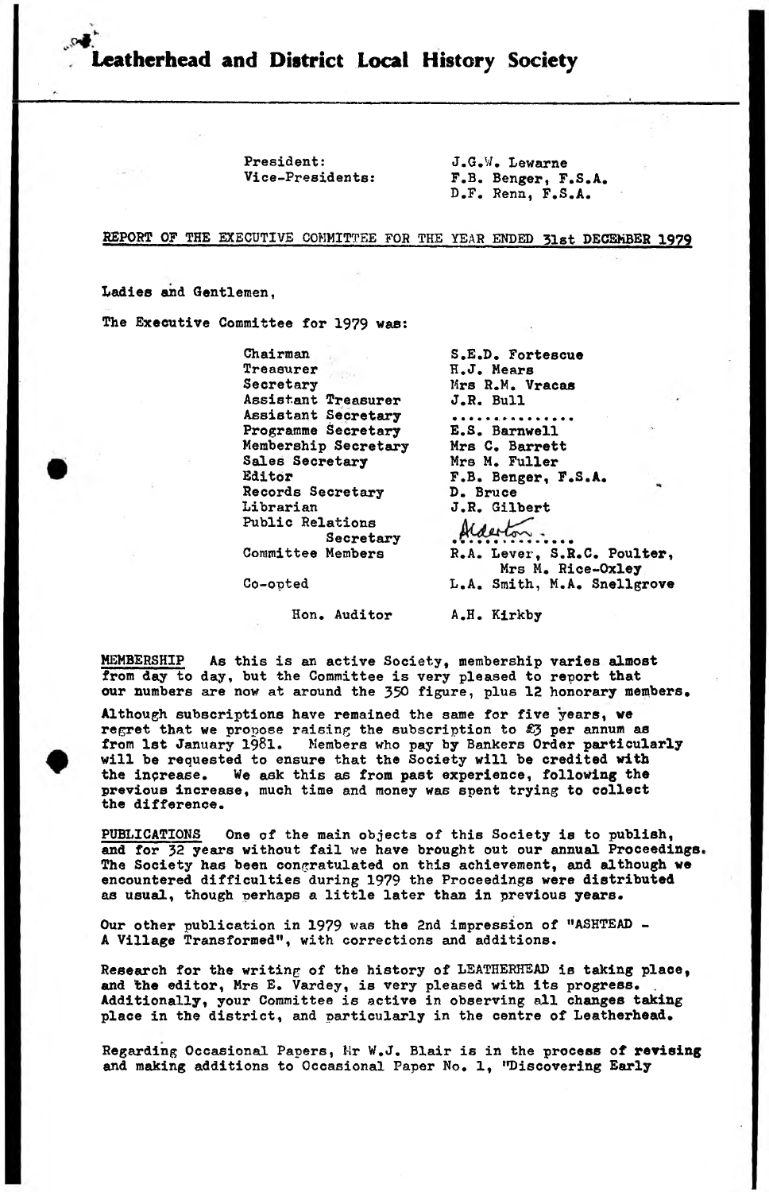# Leatherhead and District Local History Society

| | |
|---|---|
| President: | J.G.W. Lewarne |
| Vice-Presidents: | F.B. Benger, F.S.A. |
| | D.F. Renn, F.S.A. |

## REPORT OF THE EXECUTIVE COMMITTEE FOR THE YEAR ENDED 31st DECEMBER 1979

Ladies and Gentlemen,

The Executive Committee for 1979 was:

| | |
|---|---|
| Chairman | S.E.D. Fortescue |
| Treasurer | H.J. Mears |
| Secretary | Mrs R.M. Vracas |
| Assistant Treasurer | J.R. Bull |
| Assistant Secretary | ............... |
| Programme Secretary | E.S. Barnwell |
| Membership Secretary | Mrs C. Barrett |
| Sales Secretary | Mrs M. Fuller |
| Editor | F.B. Benger, F.S.A. |
| Records Secretary | D. Bruce |
| Librarian | J.R. Gilbert |
| Public Relations Secretary | Alderton............. |
| Committee Members | R.A. Lever, S.R.C. Poulter, Mrs M. Rice-Oxley |
| Co-opted | L.A. Smith, M.A. Snellgrove |
| Hon. Auditor | A.H. Kirkby |

<u>MEMBERSHIP</u> As this is an active Society, membership varies almost from day to day, but the Committee is very pleased to report that our numbers are now at around the 350 figure, plus 12 honorary members.

Although subscriptions have remained the same for five years, we regret that we propose raising the subscription to £3 per annum as from 1st January 1981. Members who pay by Bankers Order particularly will be requested to ensure that the Society will be credited with the increase. We ask this as from past experience, following the previous increase, much time and money was spent trying to collect the difference.

<u>PUBLICATIONS</u> One of the main objects of this Society is to publish, and for 32 years without fail we have brought out our annual Proceedings. The Society has been congratulated on this achievement, and although we encountered difficulties during 1979 the Proceedings were distributed as usual, though perhaps a little later than in previous years.

Our other publication in 1979 was the 2nd impression of "ASHTEAD - A Village Transformed", with corrections and additions.

Research for the writing of the history of LEATHERHEAD is taking place, and the editor, Mrs E. Vardey, is very pleased with its progress. Additionally, your Committee is active in observing all changes taking place in the district, and particularly in the centre of Leatherhead.

Regarding Occasional Papers, Mr W.J. Blair is in the process of revising and making additions to Occasional Paper No. 1, "Discovering Early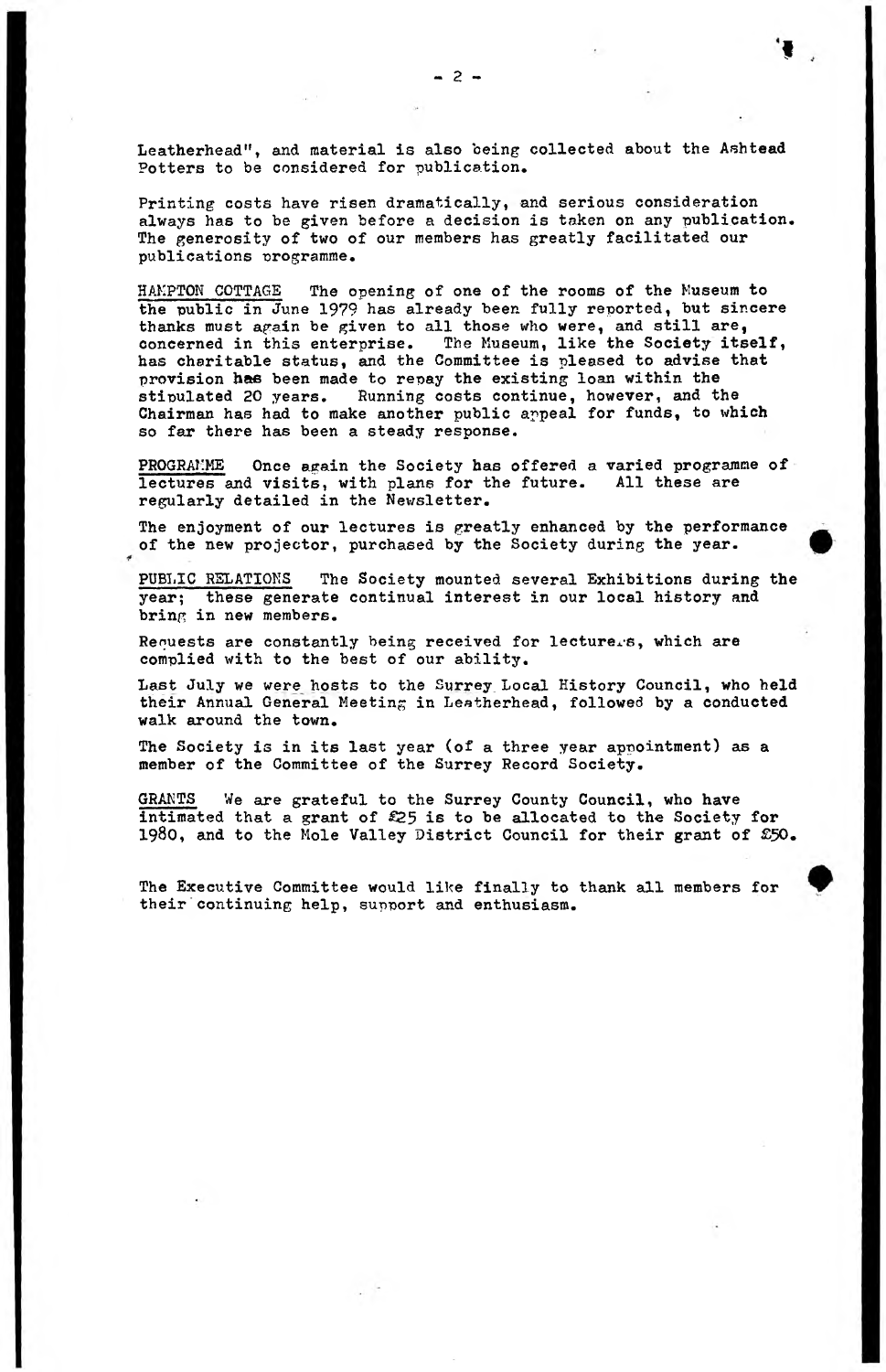Leatherhead", and material is also being collected about the Ashtead Potters to be considered for publication.

Printing costs have risen dramatically, and serious consideration always has to be given before a decision is taken on any publication. The generosity of two of our members has greatly facilitated our publications programme.

HAMPTON COTTAGE The opening of one of the rooms of the Museum to the public in June 1979 has already been fully reported, but sincere thanks must again be given to all those who were, and still are, concerned in this enterprise. The Museum, like the Society itself, has charitable status, and the Committee is pleased to advise that provision has been made to repay the existing loan within the stipulated 20 years. Running costs continue, however, and the Chairman has had to make another public appeal for funds, to which so far there has been a steady response.

PROGRAMME Once again the Society has offered a varied programme of lectures and visits, with plans for the future. All these are regularly detailed in the Newsletter.

The enjoyment of our lectures is greatly enhanced by the performance of the new projector, purchased by the Society during the year.

PUBLIC RELATIONS The Society mounted several Exhibitions during the year; these generate continual interest in our local history and bring in new members.

Requests are constantly being received for lecturers, which are complied with to the best of our ability.

Last July we were hosts to the Surrey Local History Council, who held their Annual General Meeting in Leatherhead, followed by a conducted walk around the town.

The Society is in its last year (of a three year appointment) as a member of the Committee of the Surrey Record Society.

GRANTS We are grateful to the Surrey County Council, who have intimated that a grant of £25 is to be allocated to the Society for 1980, and to the Mole Valley District Council for their grant of £50.

The Executive Committee would like finally to thank all members for their continuing help, support and enthusiasm.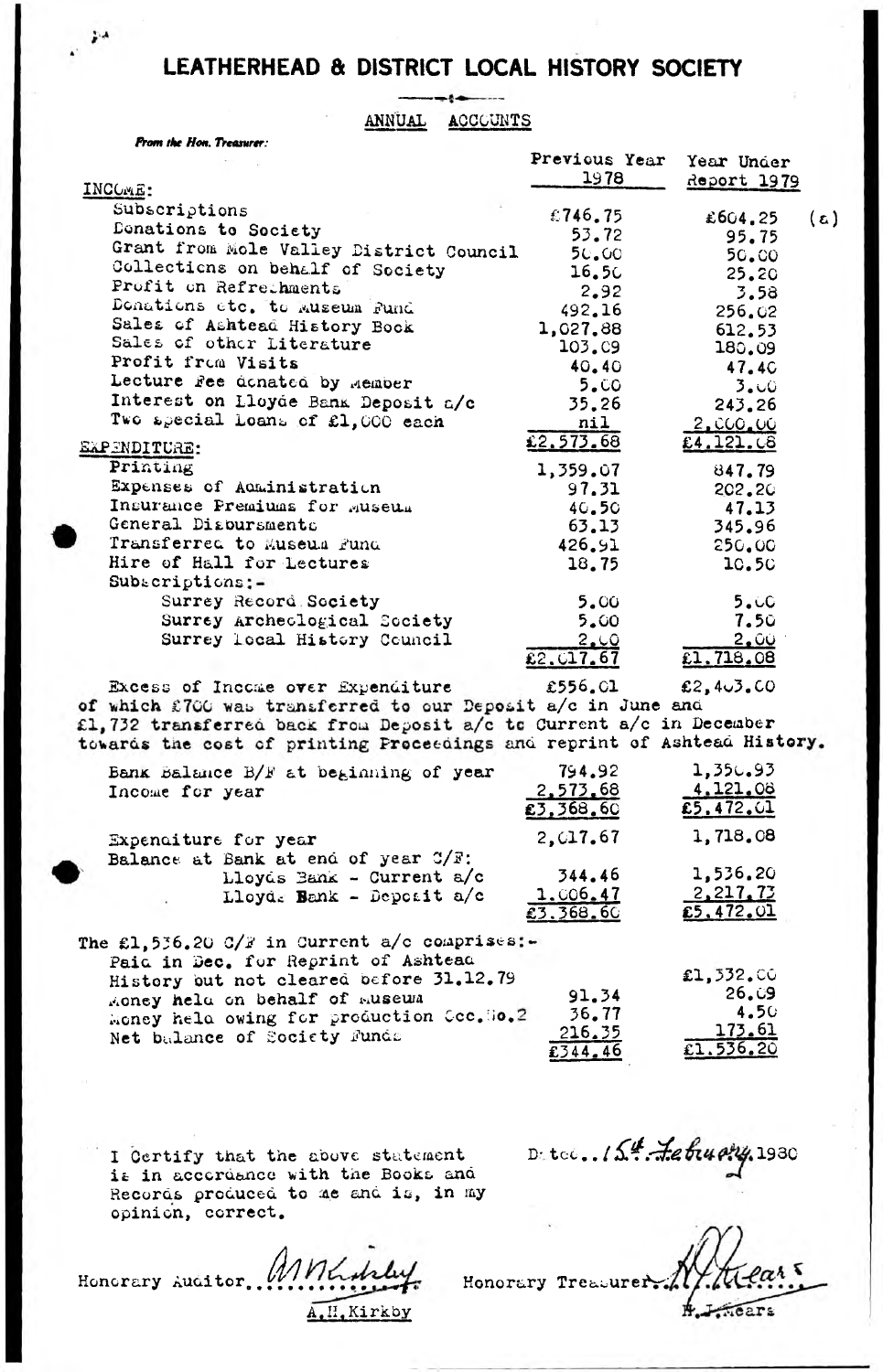# LEATHERHEAD & DISTRICT LOCAL HISTORY SOCIETY

## ANNUAL ACCOUNTS

*From the Hon. Treasurer:*

| | Previous Year 1978 | Year Under Report 1979 |
|---|---|---|
| **INCOME:** | | |
| Subscriptions | £746.75 | £604.25 (a) |
| Donations to Society | 53.72 | 95.75 |
| Grant from Mole Valley District Council | 50.00 | 50.00 |
| Collections on behalf of Society | 16.50 | 25.20 |
| Profit on Refreshments | 2.92 | 3.58 |
| Donations etc. to Museum Fund | 492.16 | 256.02 |
| Sales of Ashtead History Book | 1,027.88 | 612.53 |
| Sales of other Literature | 103.09 | 180.09 |
| Profit from Visits | 40.40 | 47.40 |
| Lecture Fee donated by Member | 5.00 | 3.00 |
| Interest on Lloyds Bank Deposit a/c | 35.26 | 243.26 |
| Two special Loans of £1,000 each | nil | 2,000.00 |
| | £2,573.68 | £4,121.08 |
| **EXPENDITURE:** | | |
| Printing | 1,359.07 | 847.79 |
| Expenses of Administration | 97.31 | 202.20 |
| Insurance Premiums for Museum | 40.50 | 47.13 |
| General Disbursements | 63.13 | 345.96 |
| Transferred to Museum Fund | 426.91 | 250.00 |
| Hire of Hall for Lectures | 18.75 | 10.50 |
| Subscriptions:- | | |
| Surrey Record Society | 5.00 | 5.00 |
| Surrey Archeological Society | 5.00 | 7.50 |
| Surrey Local History Council | 2.00 | 2.00 |
| | £2,017.67 | £1,718.08 |
| Excess of Income over Expenditure | £556.01 | £2,403.00 |

of which £700 was transferred to our Deposit a/c in June and £1,732 transferred back from Deposit a/c to Current a/c in December towards the cost of printing Proceedings and reprint of Ashtead History.

| | 1978 | 1979 |
|---|---|---|
| Bank Balance B/F at beginning of year | 794.92 | 1,350.93 |
| Income for year | 2,573.68 | 4,121.08 |
| | £3,368.60 | £5,472.01 |
| Expenditure for year | 2,017.67 | 1,718.08 |
| Balance at Bank at end of year C/F: | | |
| Lloyds Bank - Current a/c | 344.46 | 1,536.20 |
| Lloyds Bank - Deposit a/c | 1,006.47 | 2,217.73 |
| | £3,368.60 | £5,472.01 |

The £1,536.20 C/F in Current a/c comprises:-

| | | |
|---|---|---|
| Paid in Dec. for Reprint of Ashtead History but not cleared before 31.12.79 | | £1,332.00 |
| Money held on behalf of Museum | 91.34 | 26.09 |
| Money held owing for production Occ. No.2 | 36.77 | 4.50 |
| Net balance of Society Funds | 216.35 | 173.61 |
| | £344.46 | £1.536.20 |

I Certify that the above statement is in accordance with the Books and Records produced to me and is, in my opinion, correct.

Dated 15th February 1980

Honorary Auditor A.H. Kirkby

Honorary Treasurer H.J. Mears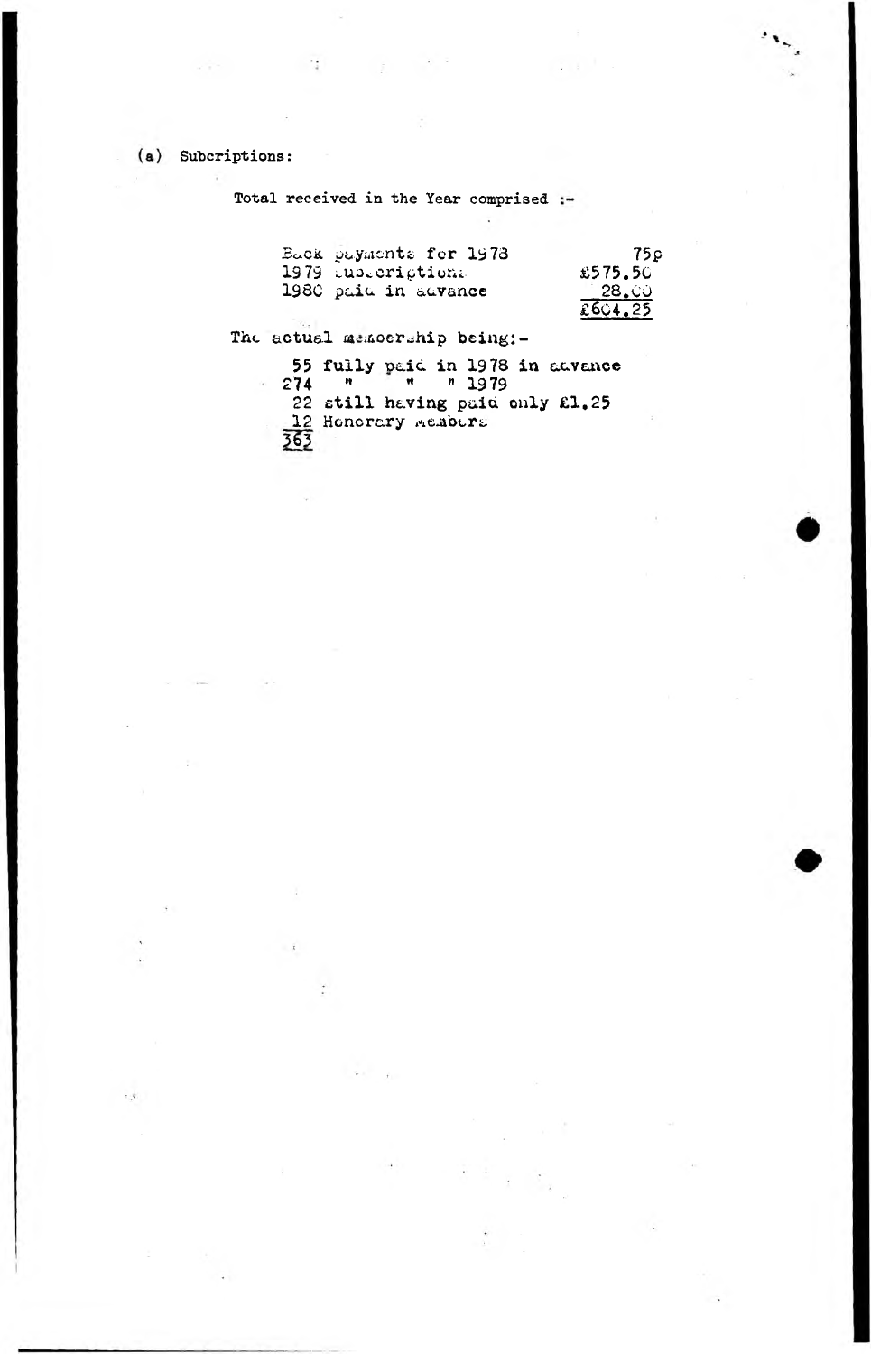(a) Subcriptions:

Total received in the Year comprised :-

| | |
|---|---|
| Back payments for 1978 | 75p |
| 1979 subscriptions | £575.50 |
| 1980 paid in advance | 28.00 |
| | £604.25 |

The actual membership being:-

55 fully paid in 1978 in advance
274 " " " 1979
22 still having paid only £1.25
12 Honorary members
363